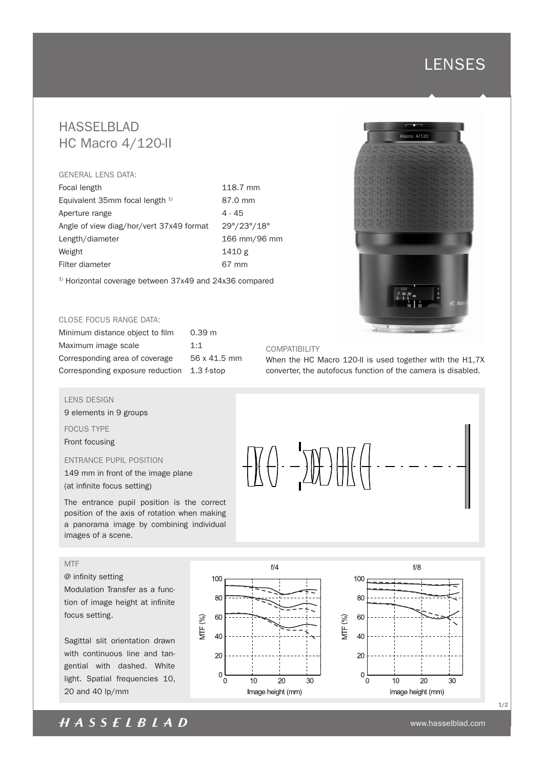# HASSELBLAD
# HC Macro 4/120-II

## GENERAL LENS DATA:

| | |
|---|---|
| Focal length | 118.7 mm |
| Equivalent 35mm focal length [1] | 87.0 mm |
| Aperture range | 4 - 45 |
| Angle of view diag/hor/vert 37x49 format | 29°/23°/18° |
| Length/diameter | 166 mm/96 mm |
| Weight | 1410 g |
| Filter diameter | 67 mm |

[1] Horizontal coverage between 37x49 and 24x36 compared

## CLOSE FOCUS RANGE DATA:

| | |
|---|---|
| Minimum distance object to film | 0.39 m |
| Maximum image scale | 1:1 |
| Corresponding area of coverage | 56 x 41.5 mm |
| Corresponding exposure reduction | 1.3 f-stop |

## COMPATIBILITY

When the HC Macro 120-II is used together with the H1,7X converter, the autofocus function of the camera is disabled.

## LENS DESIGN

9 elements in 9 groups

## FOCUS TYPE

Front focusing

## ENTRANCE PUPIL POSITION

149 mm in front of the image plane (at infinite focus setting)

The entrance pupil position is the correct position of the axis of rotation when making a panorama image by combining individual images of a scene.

## MTF

@ infinity setting

Modulation Transfer as a function of image height at infinite focus setting.

Sagittal slit orientation drawn with continuous line and tangential with dashed. White light. Spatial frequencies 10, 20 and 40 lp/mm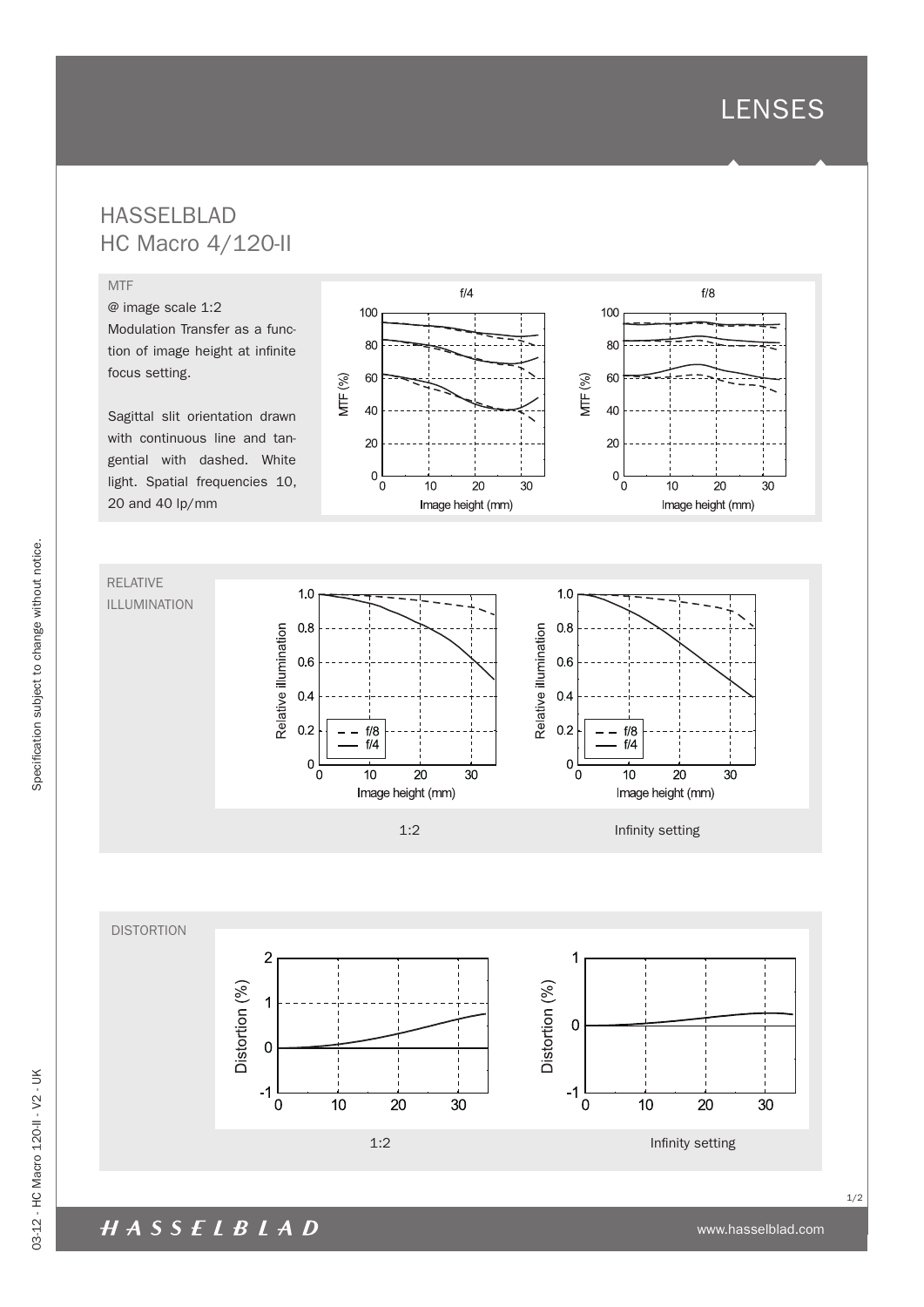# LENSES

## HASSELBLAD
## HC Macro 4/120-II

### MTF

@ image scale 1:2
Modulation Transfer as a function of image height at infinite focus setting.

Sagittal slit orientation drawn with continuous line and tangential with dashed. White light. Spatial frequencies 10, 20 and 40 lp/mm

f/4

MTF (%)

100
80
60
40
20
0

0 10 20 30

Image height (mm)

f/8

MTF (%)

100
80
60
40
20
0

0 10 20 30

Image height (mm)

### RELATIVE ILLUMINATION

Relative illumination

1.0
0.8
0.6
0.4
0.2
0

0 10 20 30

Image height (mm)

f/8
f/4

1:2

Relative illumination

1.0
0.8
0.6
0.4
0.2
0

0 10 20 30

Image height (mm)

f/8
f/4

Infinity setting

### DISTORTION

Distortion (%)

2
1
0
-1

0 10 20 30

1:2

Distortion (%)

1
0
-1

0 10 20 30

Infinity setting

Specification subject to change without notice.

03-12 - HC Macro 120-II - V2 - UK

HASSELBLAD

www.hasselblad.com